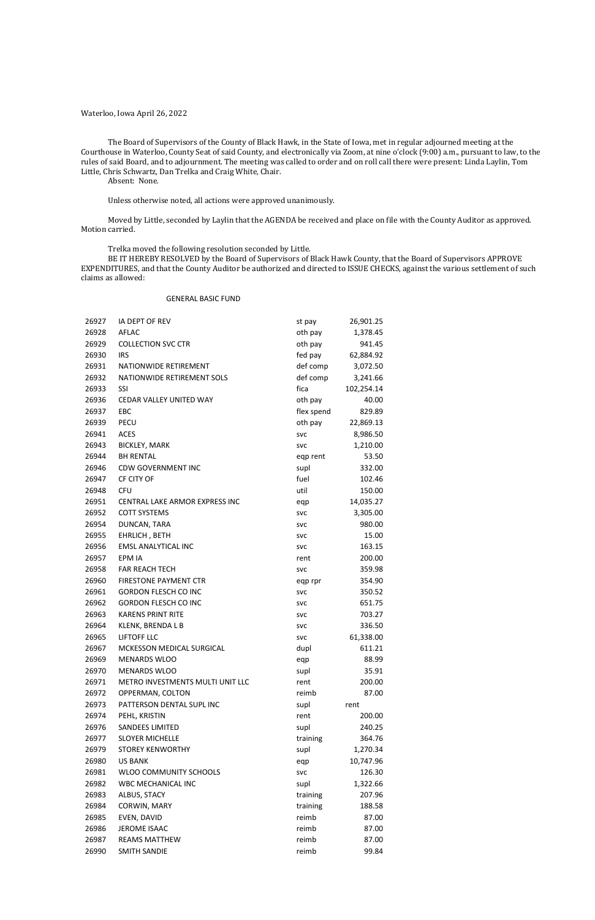Waterloo, Iowa April 26, 2022

The Board of Supervisors of the County of Black Hawk, in the State of Iowa, met in regular adjourned meeting at the Courthouse in Waterloo, County Seat of said County, and electronically via Zoom, at nine o'clock (9:00) a.m., pursuant to law, to the rules of said Board, and to adjournment. The meeting was called to order and on roll call there were present: Linda Laylin, Tom Little, Chris Schwartz, Dan Trelka and Craig White, Chair.
Absent: None.

Unless otherwise noted, all actions were approved unanimously.

Moved by Little, seconded by Laylin that the AGENDA be received and place on file with the County Auditor as approved. Motion carried.

Trelka moved the following resolution seconded by Little.
BE IT HEREBY RESOLVED by the Board of Supervisors of Black Hawk County, that the Board of Supervisors APPROVE EXPENDITURES, and that the County Auditor be authorized and directed to ISSUE CHECKS, against the various settlement of such claims as allowed:

GENERAL BASIC FUND

| | | | |
|---|---|---|---|
| 26927 | IA DEPT OF REV | st pay | 26,901.25 |
| 26928 | AFLAC | oth pay | 1,378.45 |
| 26929 | COLLECTION SVC CTR | oth pay | 941.45 |
| 26930 | IRS | fed pay | 62,884.92 |
| 26931 | NATIONWIDE RETIREMENT | def comp | 3,072.50 |
| 26932 | NATIONWIDE RETIREMENT SOLS | def comp | 3,241.66 |
| 26933 | SSI | fica | 102,254.14 |
| 26936 | CEDAR VALLEY UNITED WAY | oth pay | 40.00 |
| 26937 | EBC | flex spend | 829.89 |
| 26939 | PECU | oth pay | 22,869.13 |
| 26941 | ACES | svc | 8,986.50 |
| 26943 | BICKLEY, MARK | svc | 1,210.00 |
| 26944 | BH RENTAL | eqp rent | 53.50 |
| 26946 | CDW GOVERNMENT INC | supl | 332.00 |
| 26947 | CF CITY OF | fuel | 102.46 |
| 26948 | CFU | util | 150.00 |
| 26951 | CENTRAL LAKE ARMOR EXPRESS INC | eqp | 14,035.27 |
| 26952 | COTT SYSTEMS | svc | 3,305.00 |
| 26954 | DUNCAN, TARA | svc | 980.00 |
| 26955 | EHRLICH , BETH | svc | 15.00 |
| 26956 | EMSL ANALYTICAL INC | svc | 163.15 |
| 26957 | EPM IA | rent | 200.00 |
| 26958 | FAR REACH TECH | svc | 359.98 |
| 26960 | FIRESTONE PAYMENT CTR | eqp rpr | 354.90 |
| 26961 | GORDON FLESCH CO INC | svc | 350.52 |
| 26962 | GORDON FLESCH CO INC | svc | 651.75 |
| 26963 | KARENS PRINT RITE | svc | 703.27 |
| 26964 | KLENK, BRENDA L B | svc | 336.50 |
| 26965 | LIFTOFF LLC | svc | 61,338.00 |
| 26967 | MCKESSON MEDICAL SURGICAL | dupl | 611.21 |
| 26969 | MENARDS WLOO | eqp | 88.99 |
| 26970 | MENARDS WLOO | supl | 35.91 |
| 26971 | METRO INVESTMENTS MULTI UNIT LLC | rent | 200.00 |
| 26972 | OPPERMAN, COLTON | reimb | 87.00 |
| 26973 | PATTERSON DENTAL SUPL INC | supl | rent |
| 26974 | PEHL, KRISTIN | rent | 200.00 |
| 26976 | SANDEES LIMITED | supl | 240.25 |
| 26977 | SLOYER MICHELLE | training | 364.76 |
| 26979 | STOREY KENWORTHY | supl | 1,270.34 |
| 26980 | US BANK | eqp | 10,747.96 |
| 26981 | WLOO COMMUNITY SCHOOLS | svc | 126.30 |
| 26982 | WBC MECHANICAL INC | supl | 1,322.66 |
| 26983 | ALBUS, STACY | training | 207.96 |
| 26984 | CORWIN, MARY | training | 188.58 |
| 26985 | EVEN, DAVID | reimb | 87.00 |
| 26986 | JEROME ISAAC | reimb | 87.00 |
| 26987 | REAMS MATTHEW | reimb | 87.00 |
| 26990 | SMITH SANDIE | reimb | 99.84 |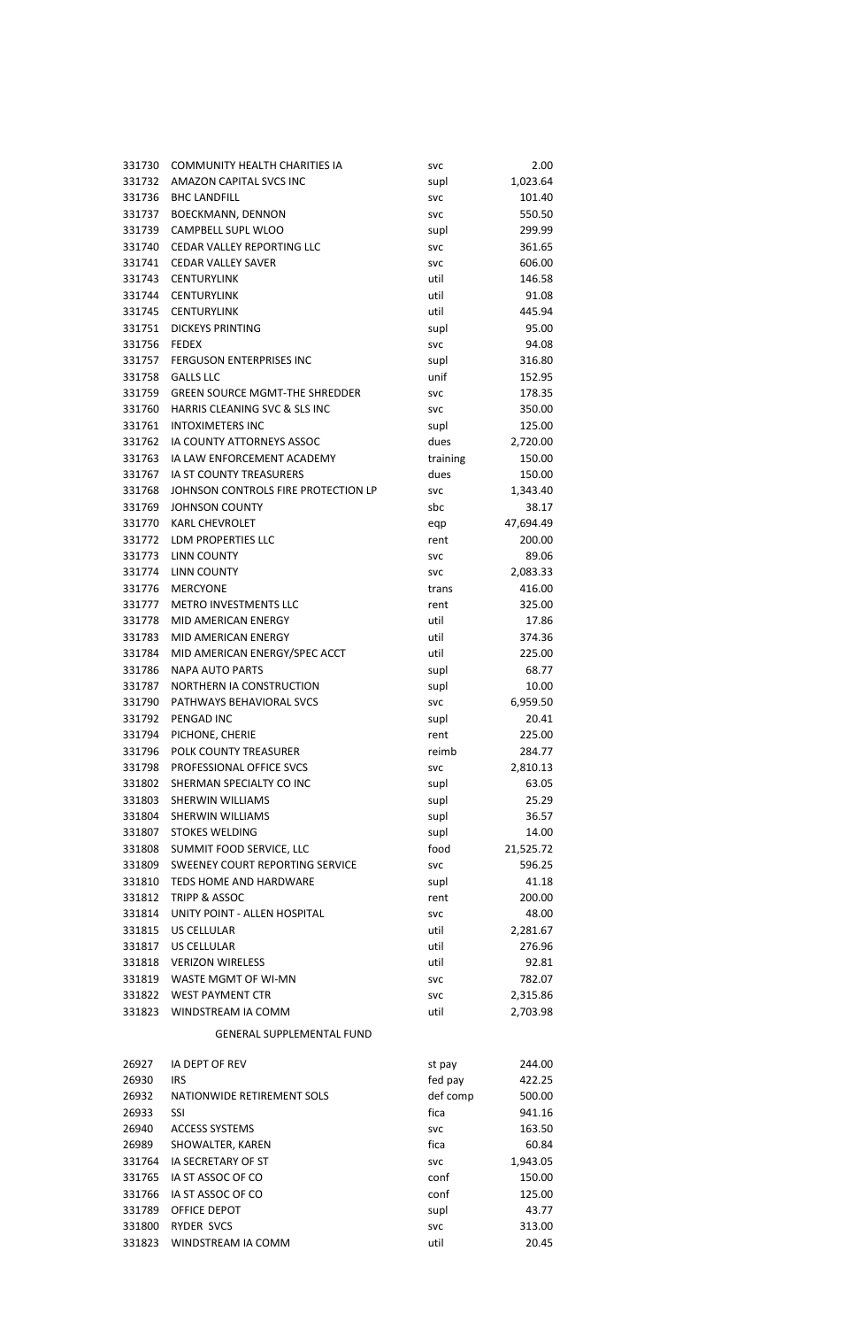| | | | |
|---|---|---|---|
| 331730 | COMMUNITY HEALTH CHARITIES IA | svc | 2.00 |
| 331732 | AMAZON CAPITAL SVCS INC | supl | 1,023.64 |
| 331736 | BHC LANDFILL | svc | 101.40 |
| 331737 | BOECKMANN, DENNON | svc | 550.50 |
| 331739 | CAMPBELL SUPL WLOO | supl | 299.99 |
| 331740 | CEDAR VALLEY REPORTING LLC | svc | 361.65 |
| 331741 | CEDAR VALLEY SAVER | svc | 606.00 |
| 331743 | CENTURYLINK | util | 146.58 |
| 331744 | CENTURYLINK | util | 91.08 |
| 331745 | CENTURYLINK | util | 445.94 |
| 331751 | DICKEYS PRINTING | supl | 95.00 |
| 331756 | FEDEX | svc | 94.08 |
| 331757 | FERGUSON ENTERPRISES INC | supl | 316.80 |
| 331758 | GALLS LLC | unif | 152.95 |
| 331759 | GREEN SOURCE MGMT-THE SHREDDER | svc | 178.35 |
| 331760 | HARRIS CLEANING SVC & SLS INC | svc | 350.00 |
| 331761 | INTOXIMETERS INC | supl | 125.00 |
| 331762 | IA COUNTY ATTORNEYS ASSOC | dues | 2,720.00 |
| 331763 | IA LAW ENFORCEMENT ACADEMY | training | 150.00 |
| 331767 | IA ST COUNTY TREASURERS | dues | 150.00 |
| 331768 | JOHNSON CONTROLS FIRE PROTECTION LP | svc | 1,343.40 |
| 331769 | JOHNSON COUNTY | sbc | 38.17 |
| 331770 | KARL CHEVROLET | eqp | 47,694.49 |
| 331772 | LDM PROPERTIES LLC | rent | 200.00 |
| 331773 | LINN COUNTY | svc | 89.06 |
| 331774 | LINN COUNTY | svc | 2,083.33 |
| 331776 | MERCYONE | trans | 416.00 |
| 331777 | METRO INVESTMENTS LLC | rent | 325.00 |
| 331778 | MID AMERICAN ENERGY | util | 17.86 |
| 331783 | MID AMERICAN ENERGY | util | 374.36 |
| 331784 | MID AMERICAN ENERGY/SPEC ACCT | util | 225.00 |
| 331786 | NAPA AUTO PARTS | supl | 68.77 |
| 331787 | NORTHERN IA CONSTRUCTION | supl | 10.00 |
| 331790 | PATHWAYS BEHAVIORAL SVCS | svc | 6,959.50 |
| 331792 | PENGAD INC | supl | 20.41 |
| 331794 | PICHONE, CHERIE | rent | 225.00 |
| 331796 | POLK COUNTY TREASURER | reimb | 284.77 |
| 331798 | PROFESSIONAL OFFICE SVCS | svc | 2,810.13 |
| 331802 | SHERMAN SPECIALTY CO INC | supl | 63.05 |
| 331803 | SHERWIN WILLIAMS | supl | 25.29 |
| 331804 | SHERWIN WILLIAMS | supl | 36.57 |
| 331807 | STOKES WELDING | supl | 14.00 |
| 331808 | SUMMIT FOOD SERVICE, LLC | food | 21,525.72 |
| 331809 | SWEENEY COURT REPORTING SERVICE | svc | 596.25 |
| 331810 | TEDS HOME AND HARDWARE | supl | 41.18 |
| 331812 | TRIPP & ASSOC | rent | 200.00 |
| 331814 | UNITY POINT - ALLEN HOSPITAL | svc | 48.00 |
| 331815 | US CELLULAR | util | 2,281.67 |
| 331817 | US CELLULAR | util | 276.96 |
| 331818 | VERIZON WIRELESS | util | 92.81 |
| 331819 | WASTE MGMT OF WI-MN | svc | 782.07 |
| 331822 | WEST PAYMENT CTR | svc | 2,315.86 |
| 331823 | WINDSTREAM IA COMM | util | 2,703.98 |

GENERAL SUPPLEMENTAL FUND

| | | | |
|---|---|---|---|
| 26927 | IA DEPT OF REV | st pay | 244.00 |
| 26930 | IRS | fed pay | 422.25 |
| 26932 | NATIONWIDE RETIREMENT SOLS | def comp | 500.00 |
| 26933 | SSI | fica | 941.16 |
| 26940 | ACCESS SYSTEMS | svc | 163.50 |
| 26989 | SHOWALTER, KAREN | fica | 60.84 |
| 331764 | IA SECRETARY OF ST | svc | 1,943.05 |
| 331765 | IA ST ASSOC OF CO | conf | 150.00 |
| 331766 | IA ST ASSOC OF CO | conf | 125.00 |
| 331789 | OFFICE DEPOT | supl | 43.77 |
| 331800 | RYDER SVCS | svc | 313.00 |
| 331823 | WINDSTREAM IA COMM | util | 20.45 |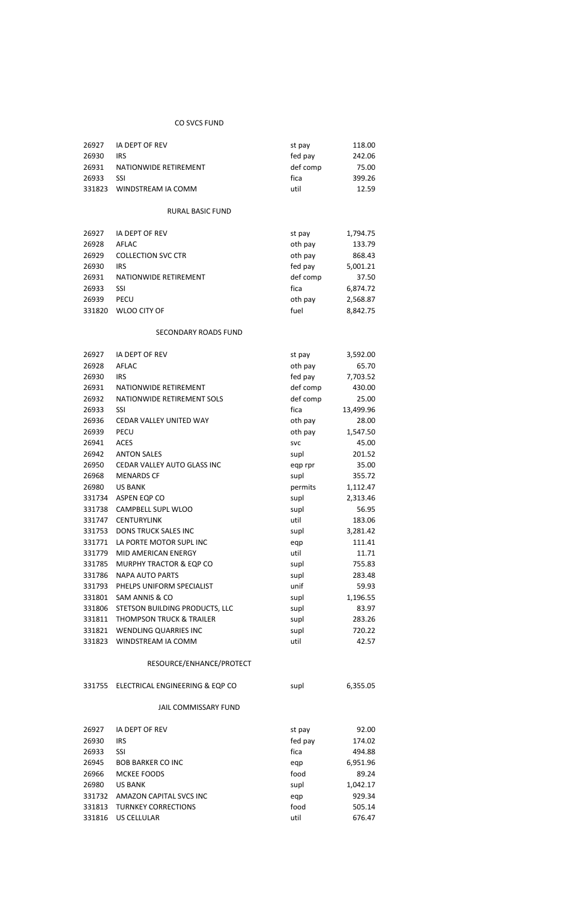## CO SVCS FUND

| | | | |
|---|---|---|---|
| 26927 | IA DEPT OF REV | st pay | 118.00 |
| 26930 | IRS | fed pay | 242.06 |
| 26931 | NATIONWIDE RETIREMENT | def comp | 75.00 |
| 26933 | SSI | fica | 399.26 |
| 331823 | WINDSTREAM IA COMM | util | 12.59 |

## RURAL BASIC FUND

| | | | |
|---|---|---|---|
| 26927 | IA DEPT OF REV | st pay | 1,794.75 |
| 26928 | AFLAC | oth pay | 133.79 |
| 26929 | COLLECTION SVC CTR | oth pay | 868.43 |
| 26930 | IRS | fed pay | 5,001.21 |
| 26931 | NATIONWIDE RETIREMENT | def comp | 37.50 |
| 26933 | SSI | fica | 6,874.72 |
| 26939 | PECU | oth pay | 2,568.87 |
| 331820 | WLOO CITY OF | fuel | 8,842.75 |

## SECONDARY ROADS FUND

| | | | |
|---|---|---|---|
| 26927 | IA DEPT OF REV | st pay | 3,592.00 |
| 26928 | AFLAC | oth pay | 65.70 |
| 26930 | IRS | fed pay | 7,703.52 |
| 26931 | NATIONWIDE RETIREMENT | def comp | 430.00 |
| 26932 | NATIONWIDE RETIREMENT SOLS | def comp | 25.00 |
| 26933 | SSI | fica | 13,499.96 |
| 26936 | CEDAR VALLEY UNITED WAY | oth pay | 28.00 |
| 26939 | PECU | oth pay | 1,547.50 |
| 26941 | ACES | svc | 45.00 |
| 26942 | ANTON SALES | supl | 201.52 |
| 26950 | CEDAR VALLEY AUTO GLASS INC | eqp rpr | 35.00 |
| 26968 | MENARDS CF | supl | 355.72 |
| 26980 | US BANK | permits | 1,112.47 |
| 331734 | ASPEN EQP CO | supl | 2,313.46 |
| 331738 | CAMPBELL SUPL WLOO | supl | 56.95 |
| 331747 | CENTURYLINK | util | 183.06 |
| 331753 | DONS TRUCK SALES INC | supl | 3,281.42 |
| 331771 | LA PORTE MOTOR SUPL INC | eqp | 111.41 |
| 331779 | MID AMERICAN ENERGY | util | 11.71 |
| 331785 | MURPHY TRACTOR & EQP CO | supl | 755.83 |
| 331786 | NAPA AUTO PARTS | supl | 283.48 |
| 331793 | PHELPS UNIFORM SPECIALIST | unif | 59.93 |
| 331801 | SAM ANNIS & CO | supl | 1,196.55 |
| 331806 | STETSON BUILDING PRODUCTS, LLC | supl | 83.97 |
| 331811 | THOMPSON TRUCK & TRAILER | supl | 283.26 |
| 331821 | WENDLING QUARRIES INC | supl | 720.22 |
| 331823 | WINDSTREAM IA COMM | util | 42.57 |

## RESOURCE/ENHANCE/PROTECT

| | | | |
|---|---|---|---|
| 331755 | ELECTRICAL ENGINEERING & EQP CO | supl | 6,355.05 |

## JAIL COMMISSARY FUND

| | | | |
|---|---|---|---|
| 26927 | IA DEPT OF REV | st pay | 92.00 |
| 26930 | IRS | fed pay | 174.02 |
| 26933 | SSI | fica | 494.88 |
| 26945 | BOB BARKER CO INC | eqp | 6,951.96 |
| 26966 | MCKEE FOODS | food | 89.24 |
| 26980 | US BANK | supl | 1,042.17 |
| 331732 | AMAZON CAPITAL SVCS INC | eqp | 929.34 |
| 331813 | TURNKEY CORRECTIONS | food | 505.14 |
| 331816 | US CELLULAR | util | 676.47 |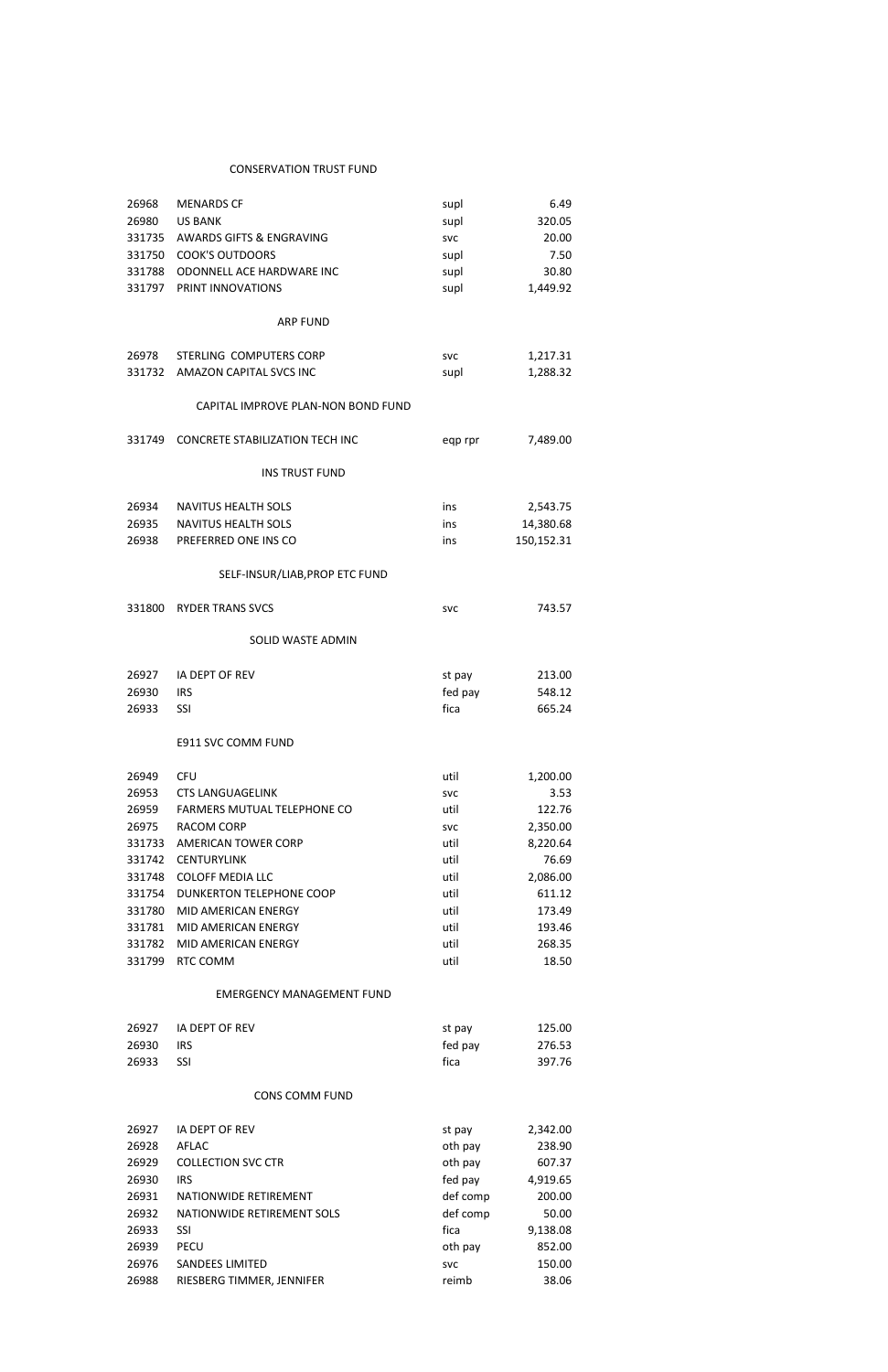## CONSERVATION TRUST FUND

| | | | |
|---|---|---|---|
| 26968 | MENARDS CF | supl | 6.49 |
| 26980 | US BANK | supl | 320.05 |
| 331735 | AWARDS GIFTS & ENGRAVING | svc | 20.00 |
| 331750 | COOK'S OUTDOORS | supl | 7.50 |
| 331788 | ODONNELL ACE HARDWARE INC | supl | 30.80 |
| 331797 | PRINT INNOVATIONS | supl | 1,449.92 |

## ARP FUND

| | | | |
|---|---|---|---|
| 26978 | STERLING COMPUTERS CORP | svc | 1,217.31 |
| 331732 | AMAZON CAPITAL SVCS INC | supl | 1,288.32 |

## CAPITAL IMPROVE PLAN-NON BOND FUND

| | | | |
|---|---|---|---|
| 331749 | CONCRETE STABILIZATION TECH INC | eqp rpr | 7,489.00 |

## INS TRUST FUND

| | | | |
|---|---|---|---|
| 26934 | NAVITUS HEALTH SOLS | ins | 2,543.75 |
| 26935 | NAVITUS HEALTH SOLS | ins | 14,380.68 |
| 26938 | PREFERRED ONE INS CO | ins | 150,152.31 |

## SELF-INSUR/LIAB,PROP ETC FUND

| | | | |
|---|---|---|---|
| 331800 | RYDER TRANS SVCS | svc | 743.57 |

## SOLID WASTE ADMIN

| | | | |
|---|---|---|---|
| 26927 | IA DEPT OF REV | st pay | 213.00 |
| 26930 | IRS | fed pay | 548.12 |
| 26933 | SSI | fica | 665.24 |

## E911 SVC COMM FUND

| | | | |
|---|---|---|---|
| 26949 | CFU | util | 1,200.00 |
| 26953 | CTS LANGUAGELINK | svc | 3.53 |
| 26959 | FARMERS MUTUAL TELEPHONE CO | util | 122.76 |
| 26975 | RACOM CORP | svc | 2,350.00 |
| 331733 | AMERICAN TOWER CORP | util | 8,220.64 |
| 331742 | CENTURYLINK | util | 76.69 |
| 331748 | COLOFF MEDIA LLC | util | 2,086.00 |
| 331754 | DUNKERTON TELEPHONE COOP | util | 611.12 |
| 331780 | MID AMERICAN ENERGY | util | 173.49 |
| 331781 | MID AMERICAN ENERGY | util | 193.46 |
| 331782 | MID AMERICAN ENERGY | util | 268.35 |
| 331799 | RTC COMM | util | 18.50 |

## EMERGENCY MANAGEMENT FUND

| | | | |
|---|---|---|---|
| 26927 | IA DEPT OF REV | st pay | 125.00 |
| 26930 | IRS | fed pay | 276.53 |
| 26933 | SSI | fica | 397.76 |

## CONS COMM FUND

| | | | |
|---|---|---|---|
| 26927 | IA DEPT OF REV | st pay | 2,342.00 |
| 26928 | AFLAC | oth pay | 238.90 |
| 26929 | COLLECTION SVC CTR | oth pay | 607.37 |
| 26930 | IRS | fed pay | 4,919.65 |
| 26931 | NATIONWIDE RETIREMENT | def comp | 200.00 |
| 26932 | NATIONWIDE RETIREMENT SOLS | def comp | 50.00 |
| 26933 | SSI | fica | 9,138.08 |
| 26939 | PECU | oth pay | 852.00 |
| 26976 | SANDEES LIMITED | svc | 150.00 |
| 26988 | RIESBERG TIMMER, JENNIFER | reimb | 38.06 |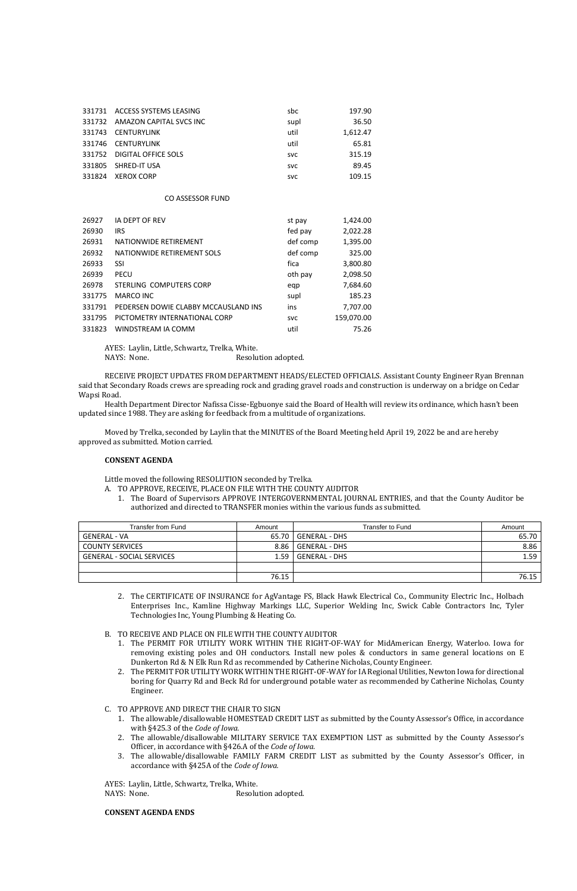| | | | |
|---|---|---|---|
| 331731 | ACCESS SYSTEMS LEASING | sbc | 197.90 |
| 331732 | AMAZON CAPITAL SVCS INC | supl | 36.50 |
| 331743 | CENTURYLINK | util | 1,612.47 |
| 331746 | CENTURYLINK | util | 65.81 |
| 331752 | DIGITAL OFFICE SOLS | svc | 315.19 |
| 331805 | SHRED-IT USA | svc | 89.45 |
| 331824 | XEROX CORP | svc | 109.15 |

CO ASSESSOR FUND

| | | | |
|---|---|---|---|
| 26927 | IA DEPT OF REV | st pay | 1,424.00 |
| 26930 | IRS | fed pay | 2,022.28 |
| 26931 | NATIONWIDE RETIREMENT | def comp | 1,395.00 |
| 26932 | NATIONWIDE RETIREMENT SOLS | def comp | 325.00 |
| 26933 | SSI | fica | 3,800.80 |
| 26939 | PECU | oth pay | 2,098.50 |
| 26978 | STERLING COMPUTERS CORP | eqp | 7,684.60 |
| 331775 | MARCO INC | supl | 185.23 |
| 331791 | PEDERSEN DOWIE CLABBY MCCAUSLAND INS | ins | 7,707.00 |
| 331795 | PICTOMETRY INTERNATIONAL CORP | svc | 159,070.00 |
| 331823 | WINDSTREAM IA COMM | util | 75.26 |

AYES: Laylin, Little, Schwartz, Trelka, White.
NAYS: None. Resolution adopted.

RECEIVE PROJECT UPDATES FROM DEPARTMENT HEADS/ELECTED OFFICIALS. Assistant County Engineer Ryan Brennan said that Secondary Roads crews are spreading rock and grading gravel roads and construction is underway on a bridge on Cedar Wapsi Road.

Health Department Director Nafissa Cisse-Egbuonye said the Board of Health will review its ordinance, which hasn't been updated since 1988. They are asking for feedback from a multitude of organizations.

Moved by Trelka, seconded by Laylin that the MINUTES of the Board Meeting held April 19, 2022 be and are hereby approved as submitted. Motion carried.

**CONSENT AGENDA**

Little moved the following RESOLUTION seconded by Trelka.

A. TO APPROVE, RECEIVE, PLACE ON FILE WITH THE COUNTY AUDITOR
   1. The Board of Supervisors APPROVE INTERGOVERNMENTAL JOURNAL ENTRIES, and that the County Auditor be authorized and directed to TRANSFER monies within the various funds as submitted.

| Transfer from Fund | Amount | Transfer to Fund | Amount |
|---|---|---|---|
| GENERAL - VA | 65.70 | GENERAL - DHS | 65.70 |
| COUNTY SERVICES | 8.86 | GENERAL - DHS | 8.86 |
| GENERAL - SOCIAL SERVICES | 1.59 | GENERAL - DHS | 1.59 |
| | | | |
| | 76.15 | | 76.15 |

   2. The CERTIFICATE OF INSURANCE for AgVantage FS, Black Hawk Electrical Co., Community Electric Inc., Holbach Enterprises Inc., Kamline Highway Markings LLC, Superior Welding Inc, Swick Cable Contractors Inc, Tyler Technologies Inc, Young Plumbing & Heating Co.

B. TO RECEIVE AND PLACE ON FILE WITH THE COUNTY AUDITOR
   1. The PERMIT FOR UTILITY WORK WITHIN THE RIGHT-OF-WAY for MidAmerican Energy, Waterloo. Iowa for removing existing poles and OH conductors. Install new poles & conductors in same general locations on E Dunkerton Rd & N Elk Run Rd as recommended by Catherine Nicholas, County Engineer.
   2. The PERMIT FOR UTILITY WORK WITHIN THE RIGHT-OF-WAY for IA Regional Utilities, Newton Iowa for directional boring for Quarry Rd and Beck Rd for underground potable water as recommended by Catherine Nicholas, County Engineer.

C. TO APPROVE AND DIRECT THE CHAIR TO SIGN
   1. The allowable/disallowable HOMESTEAD CREDIT LIST as submitted by the County Assessor's Office, in accordance with §425.3 of the *Code of Iowa*.
   2. The allowable/disallowable MILITARY SERVICE TAX EXEMPTION LIST as submitted by the County Assessor's Officer, in accordance with §426.A of the *Code of Iowa*.
   3. The allowable/disallowable FAMILY FARM CREDIT LIST as submitted by the County Assessor's Officer, in accordance with §425A of the *Code of Iowa*.

AYES: Laylin, Little, Schwartz, Trelka, White.
NAYS: None. Resolution adopted.

**CONSENT AGENDA ENDS**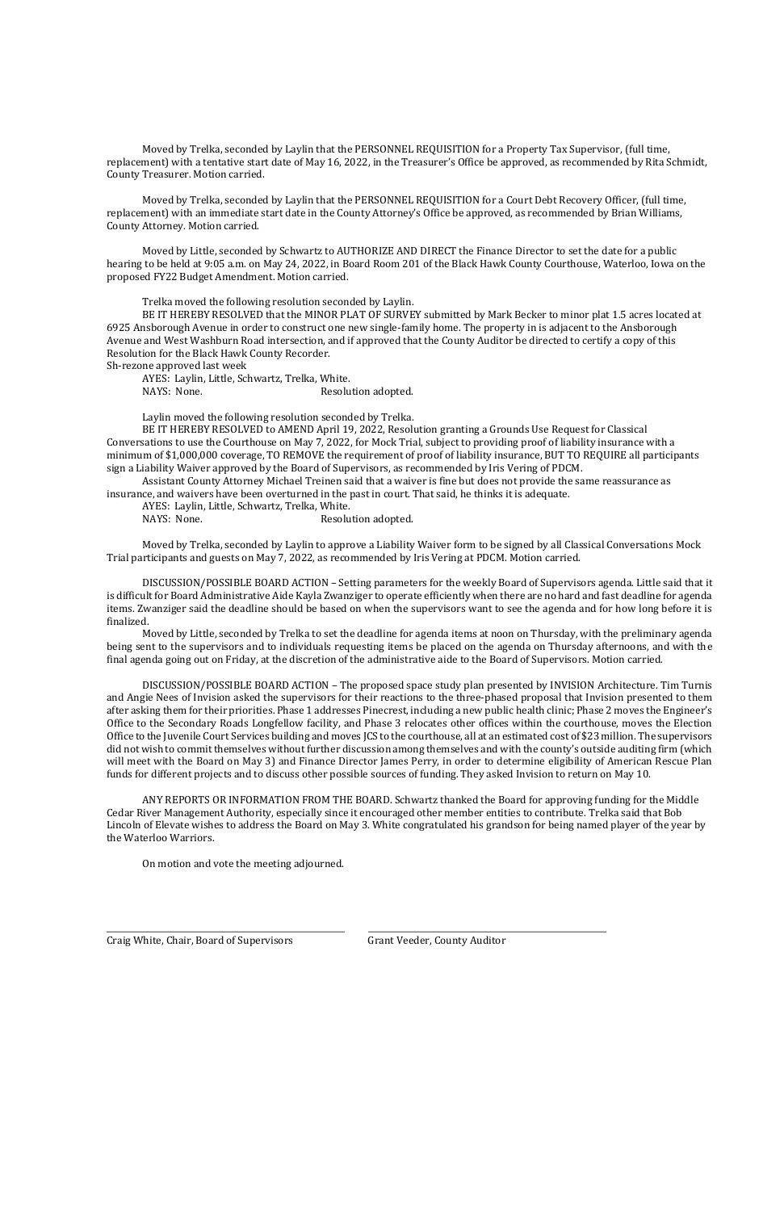Moved by Trelka, seconded by Laylin that the PERSONNEL REQUISITION for a Property Tax Supervisor, (full time, replacement) with a tentative start date of May 16, 2022, in the Treasurer's Office be approved, as recommended by Rita Schmidt, County Treasurer. Motion carried.

Moved by Trelka, seconded by Laylin that the PERSONNEL REQUISITION for a Court Debt Recovery Officer, (full time, replacement) with an immediate start date in the County Attorney's Office be approved, as recommended by Brian Williams, County Attorney. Motion carried.

Moved by Little, seconded by Schwartz to AUTHORIZE AND DIRECT the Finance Director to set the date for a public hearing to be held at 9:05 a.m. on May 24, 2022, in Board Room 201 of the Black Hawk County Courthouse, Waterloo, Iowa on the proposed FY22 Budget Amendment. Motion carried.

Trelka moved the following resolution seconded by Laylin.

BE IT HEREBY RESOLVED that the MINOR PLAT OF SURVEY submitted by Mark Becker to minor plat 1.5 acres located at 6925 Ansborough Avenue in order to construct one new single-family home. The property in is adjacent to the Ansborough Avenue and West Washburn Road intersection, and if approved that the County Auditor be directed to certify a copy of this Resolution for the Black Hawk County Recorder.

Sh-rezone approved last week

AYES: Laylin, Little, Schwartz, Trelka, White.

NAYS: None. Resolution adopted.

Laylin moved the following resolution seconded by Trelka.

BE IT HEREBY RESOLVED to AMEND April 19, 2022, Resolution granting a Grounds Use Request for Classical Conversations to use the Courthouse on May 7, 2022, for Mock Trial, subject to providing proof of liability insurance with a minimum of $1,000,000 coverage, TO REMOVE the requirement of proof of liability insurance, BUT TO REQUIRE all participants sign a Liability Waiver approved by the Board of Supervisors, as recommended by Iris Vering of PDCM.

Assistant County Attorney Michael Treinen said that a waiver is fine but does not provide the same reassurance as insurance, and waivers have been overturned in the past in court. That said, he thinks it is adequate.

AYES: Laylin, Little, Schwartz, Trelka, White.

NAYS: None. Resolution adopted.

Moved by Trelka, seconded by Laylin to approve a Liability Waiver form to be signed by all Classical Conversations Mock Trial participants and guests on May 7, 2022, as recommended by Iris Vering at PDCM. Motion carried.

DISCUSSION/POSSIBLE BOARD ACTION – Setting parameters for the weekly Board of Supervisors agenda. Little said that it is difficult for Board Administrative Aide Kayla Zwanziger to operate efficiently when there are no hard and fast deadline for agenda items. Zwanziger said the deadline should be based on when the supervisors want to see the agenda and for how long before it is finalized.

Moved by Little, seconded by Trelka to set the deadline for agenda items at noon on Thursday, with the preliminary agenda being sent to the supervisors and to individuals requesting items be placed on the agenda on Thursday afternoons, and with the final agenda going out on Friday, at the discretion of the administrative aide to the Board of Supervisors. Motion carried.

DISCUSSION/POSSIBLE BOARD ACTION – The proposed space study plan presented by INVISION Architecture. Tim Turnis and Angie Nees of Invision asked the supervisors for their reactions to the three-phased proposal that Invision presented to them after asking them for their priorities. Phase 1 addresses Pinecrest, including a new public health clinic; Phase 2 moves the Engineer's Office to the Secondary Roads Longfellow facility, and Phase 3 relocates other offices within the courthouse, moves the Election Office to the Juvenile Court Services building and moves JCS to the courthouse, all at an estimated cost of $23 million. The supervisors did not wish to commit themselves without further discussion among themselves and with the county's outside auditing firm (which will meet with the Board on May 3) and Finance Director James Perry, in order to determine eligibility of American Rescue Plan funds for different projects and to discuss other possible sources of funding. They asked Invision to return on May 10.

ANY REPORTS OR INFORMATION FROM THE BOARD. Schwartz thanked the Board for approving funding for the Middle Cedar River Management Authority, especially since it encouraged other member entities to contribute. Trelka said that Bob Lincoln of Elevate wishes to address the Board on May 3. White congratulated his grandson for being named player of the year by the Waterloo Warriors.

On motion and vote the meeting adjourned.

Craig White, Chair, Board of Supervisors

Grant Veeder, County Auditor